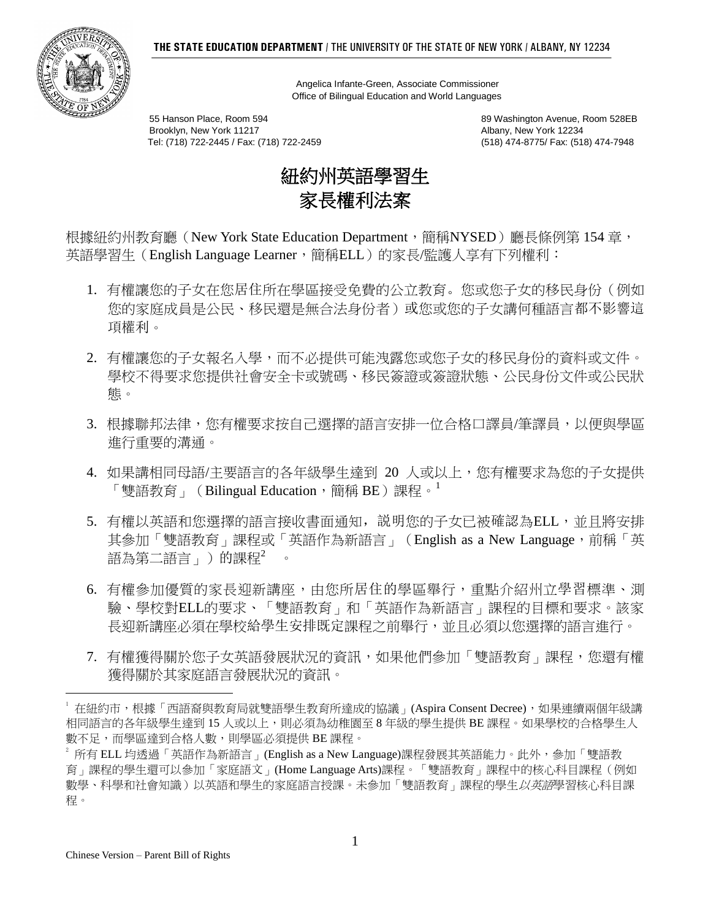**THE STATE EDUCATION DEPARTMENT** / THE UNIVERSITY OF THE STATE OF NEW YORK / ALBANY, NY 12234

Angelica Infante-Green, Associate Commissioner
Office of Bilingual Education and World Languages

55 Hanson Place, Room 594
Brooklyn, New York 11217
Tel: (718) 722-2445 / Fax: (718) 722-2459

89 Washington Avenue, Room 528EB
Albany, New York 12234
(518) 474-8775/ Fax: (518) 474-7948

# 紐約州英語學習生
# 家長權利法案

根據紐約州教育廳（New York State Education Department，簡稱NYSED）廳長條例第 154 章，英語學習生（English Language Learner，簡稱ELL）的家長/監護人享有下列權利：

1. 有權讓您的子女在您居住所在學區接受免費的公立教育。您或您子女的移民身份（例如您的家庭成員是公民、移民還是無合法身份者）或您或您的子女講何種語言都不影響這項權利。

2. 有權讓您的子女報名入學，而不必提供可能洩露您或您子女的移民身份的資料或文件。學校不得要求您提供社會安全卡或號碼、移民簽證或簽證狀態、公民身份文件或公民狀態。

3. 根據聯邦法律，您有權要求按自己選擇的語言安排一位合格口譯員/筆譯員，以便與學區進行重要的溝通。

4. 如果講相同母語/主要語言的各年級學生達到 20 人或以上，您有權要求為您的子女提供「雙語教育」（Bilingual Education，簡稱 BE）課程。[1]

5. 有權以英語和您選擇的語言接收書面通知，說明您的子女已被確認為ELL，並且將安排其參加「雙語教育」課程或「英語作為新語言」（English as a New Language，前稱「英語為第二語言」）的課程[2]。

6. 有權參加優質的家長迎新講座，由您所居住的學區舉行，重點介紹州立學習標準、測驗、學校對ELL的要求、「雙語教育」和「英語作為新語言」課程的目標和要求。該家長迎新講座必須在學校給學生安排既定課程之前舉行，並且必須以您選擇的語言進行。

7. 有權獲得關於您子女英語發展狀況的資訊，如果他們參加「雙語教育」課程，您還有權獲得關於其家庭語言發展狀況的資訊。

---

[1] 在紐約市，根據「西語裔與教育局就雙語學生教育所達成的協議」(Aspira Consent Decree)，如果連續兩個年級講相同語言的各年級學生達到 15 人或以上，則必須為幼稚園至 8 年級的學生提供 BE 課程。如果學校的合格學生人數不足，而學區達到合格人數，則學區必須提供 BE 課程。

[2] 所有 ELL 均透過「英語作為新語言」(English as a New Language)課程發展其英語能力。此外，參加「雙語教育」課程的學生還可以參加「家庭語文」(Home Language Arts)課程。「雙語教育」課程中的核心科目課程（例如數學、科學和社會知識）以英語和學生的家庭語言授課。未參加「雙語教育」課程的學生*以英語*學習核心科目課程。

Chinese Version – Parent Bill of Rights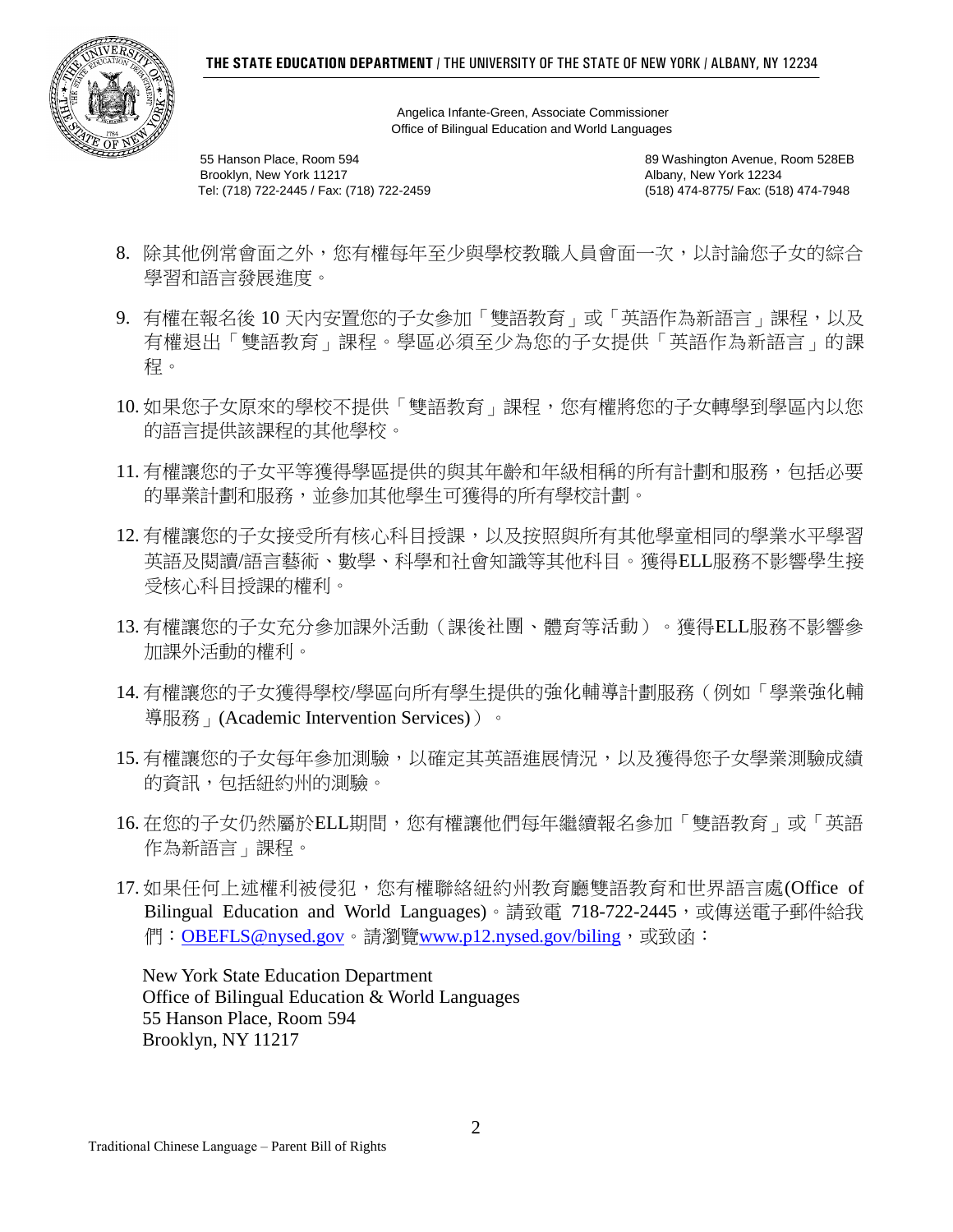**THE STATE EDUCATION DEPARTMENT** / THE UNIVERSITY OF THE STATE OF NEW YORK / ALBANY, NY 12234

Angelica Infante-Green, Associate Commissioner
Office of Bilingual Education and World Languages

55 Hanson Place, Room 594
Brooklyn, New York 11217
Tel: (718) 722-2445 / Fax: (718) 722-2459

89 Washington Avenue, Room 528EB
Albany, New York 12234
(518) 474-8775/ Fax: (518) 474-7948

8. 除其他例常會面之外，您有權每年至少與學校教職人員會面一次，以討論您子女的綜合學習和語言發展進度。
9. 有權在報名後 10 天內安置您的子女參加「雙語教育」或「英語作為新語言」課程，以及有權退出「雙語教育」課程。學區必須至少為您的子女提供「英語作為新語言」的課程。
10. 如果您子女原來的學校不提供「雙語教育」課程，您有權將您的子女轉學到學區內以您的語言提供該課程的其他學校。
11. 有權讓您的子女平等獲得學區提供的與其年齡和年級相稱的所有計劃和服務，包括必要的畢業計劃和服務，並參加其他學生可獲得的所有學校計劃。
12. 有權讓您的子女接受所有核心科目授課，以及按照與所有其他學童相同的學業水平學習英語及閱讀/語言藝術、數學、科學和社會知識等其他科目。獲得ELL服務不影響學生接受核心科目授課的權利。
13. 有權讓您的子女充分參加課外活動（課後社團、體育等活動）。獲得ELL服務不影響參加課外活動的權利。
14. 有權讓您的子女獲得學校/學區向所有學生提供的強化輔導計劃服務（例如「學業強化輔導服務」(Academic Intervention Services)）。
15. 有權讓您的子女每年參加測驗，以確定其英語進展情況，以及獲得您子女學業測驗成績的資訊，包括紐約州的測驗。
16. 在您的子女仍然屬於ELL期間，您有權讓他們每年繼續報名參加「雙語教育」或「英語作為新語言」課程。
17. 如果任何上述權利被侵犯，您有權聯絡紐約州教育廳雙語教育和世界語言處(Office of Bilingual Education and World Languages)。請致電 718-722-2445，或傳送電子郵件給我們：OBEFLS@nysed.gov。請瀏覽www.p12.nysed.gov/biling，或致函：

    New York State Education Department
    Office of Bilingual Education & World Languages
    55 Hanson Place, Room 594
    Brooklyn, NY 11217

Traditional Chinese Language – Parent Bill of Rights